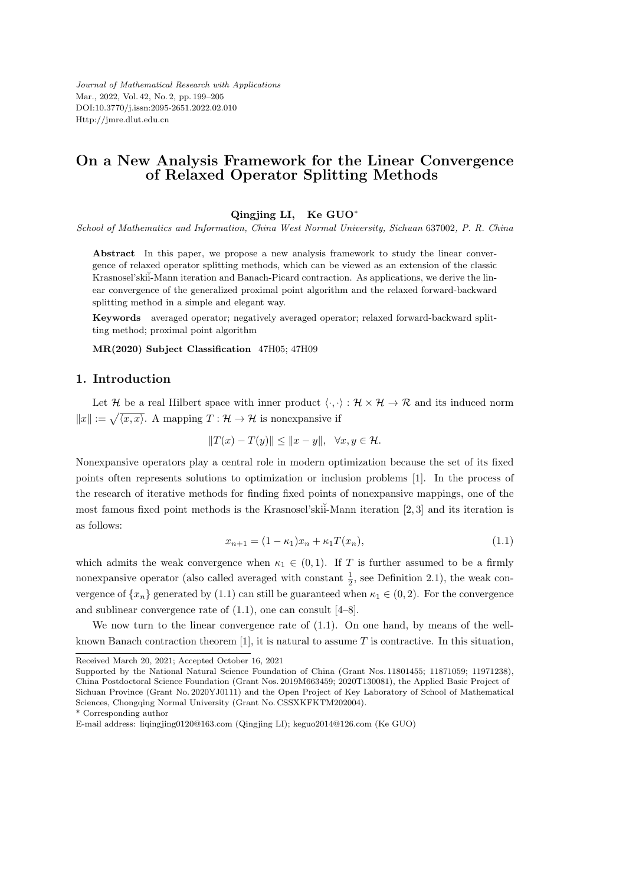# On a New Analysis Framework for the Linear Convergence of Relaxed Operator Splitting Methods

**Qingjing LI, Ke GUO***

*School of Mathematics and Information, China West Normal University, Sichuan* 637002*, P. R. China*

**Abstract** In this paper, we propose a new analysis framework to study the linear convergence of relaxed operator splitting methods, which can be viewed as an extension of the classic Krasnosel'skiĭ-Mann iteration and Banach-Picard contraction. As applications, we derive the linear convergence of the generalized proximal point algorithm and the relaxed forward-backward splitting method in a simple and elegant way.

**Keywords** averaged operator; negatively averaged operator; relaxed forward-backward splitting method; proximal point algorithm

**MR(2020) Subject Classification** 47H05; 47H09

## 1. Introduction

Let $\mathcal{H}$ be a real Hilbert space with inner product $\langle \cdot, \cdot \rangle : \mathcal{H} \times \mathcal{H} \to \mathcal{R}$ and its induced norm $\|x\| := \sqrt{\langle x, x \rangle}$. A mapping $T : \mathcal{H} \to \mathcal{H}$ is nonexpansive if

$$\|T(x) - T(y)\| \le \|x - y\|, \quad \forall x, y \in \mathcal{H}.$$

Nonexpansive operators play a central role in modern optimization because the set of its fixed points often represents solutions to optimization or inclusion problems [1]. In the process of the research of iterative methods for finding fixed points of nonexpansive mappings, one of the most famous fixed point methods is the Krasnosel'skiĭ-Mann iteration [2, 3] and its iteration is as follows:

$$x_{n+1} = (1 - \kappa_1)x_n + \kappa_1 T(x_n), \tag{1.1}$$

which admits the weak convergence when $\kappa_1 \in (0, 1)$. If $T$ is further assumed to be a firmly nonexpansive operator (also called averaged with constant $\frac{1}{2}$, see Definition 2.1), the weak convergence of $\{x_n\}$ generated by (1.1) can still be guaranteed when $\kappa_1 \in (0, 2)$. For the convergence and sublinear convergence rate of (1.1), one can consult [4–8].

We now turn to the linear convergence rate of (1.1). On one hand, by means of the well-known Banach contraction theorem [1], it is natural to assume $T$ is contractive. In this situation,

---

Received March 20, 2021; Accepted October 16, 2021

Supported by the National Natural Science Foundation of China (Grant Nos. 11801455; 11871059; 11971238), China Postdoctoral Science Foundation (Grant Nos. 2019M663459; 2020T130081), the Applied Basic Project of Sichuan Province (Grant No. 2020YJ0111) and the Open Project of Key Laboratory of School of Mathematical Sciences, Chongqing Normal University (Grant No. CSSXKFKTM202004).

\* Corresponding author

E-mail address: liqingjing0120@163.com (Qingjing LI); keguo2014@126.com (Ke GUO)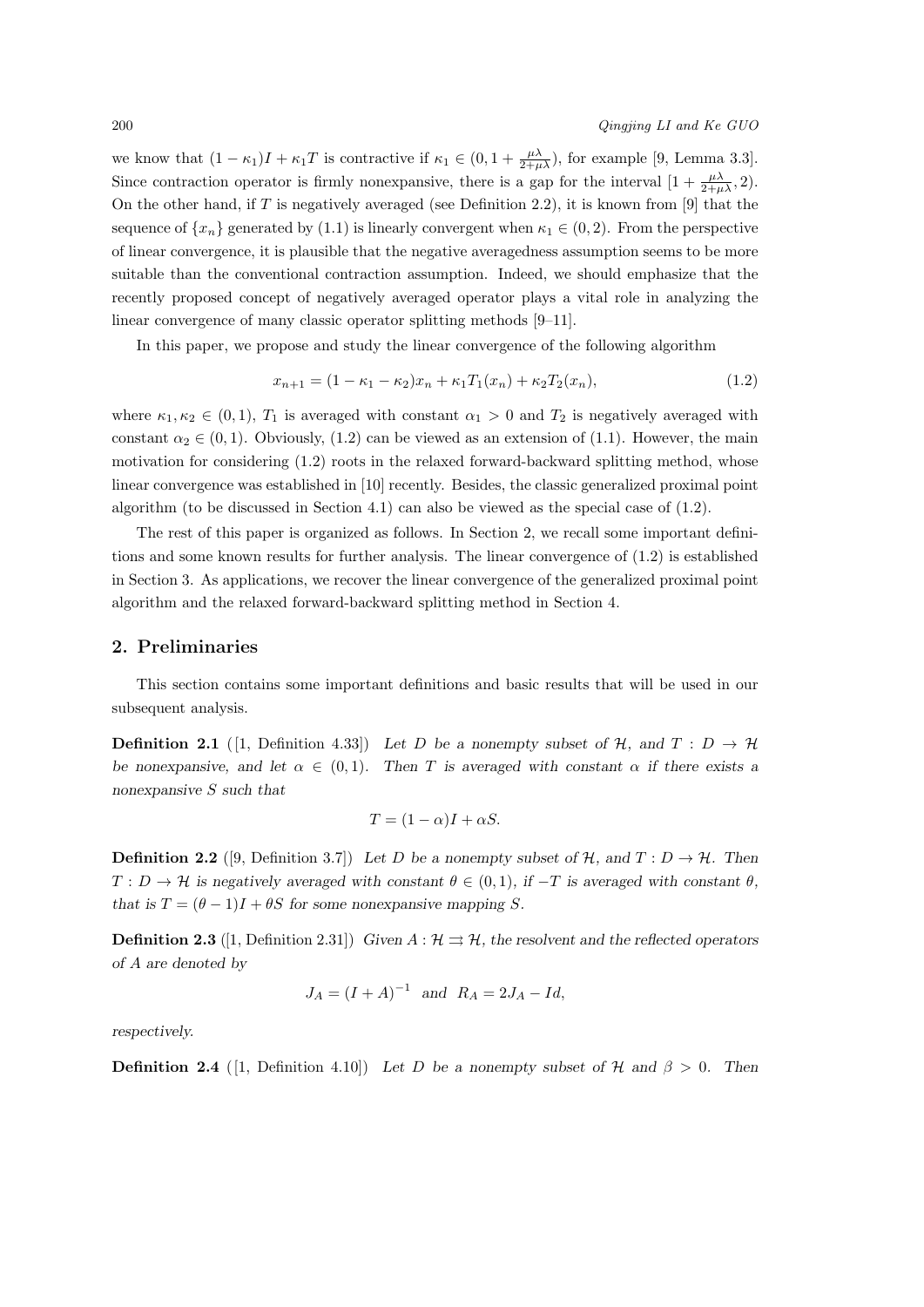we know that $(1-\kappa_1)I + \kappa_1 T$ is contractive if $\kappa_1 \in (0, 1 + \frac{\mu\lambda}{2+\mu\lambda})$, for example [9, Lemma 3.3]. Since contraction operator is firmly nonexpansive, there is a gap for the interval $[1 + \frac{\mu\lambda}{2+\mu\lambda}, 2)$. On the other hand, if $T$ is negatively averaged (see Definition 2.2), it is known from [9] that the sequence of $\{x_n\}$ generated by (1.1) is linearly convergent when $\kappa_1 \in (0, 2)$. From the perspective of linear convergence, it is plausible that the negative averagedness assumption seems to be more suitable than the conventional contraction assumption. Indeed, we should emphasize that the recently proposed concept of negatively averaged operator plays a vital role in analyzing the linear convergence of many classic operator splitting methods [9–11].

In this paper, we propose and study the linear convergence of the following algorithm

$$x_{n+1} = (1 - \kappa_1 - \kappa_2)x_n + \kappa_1 T_1(x_n) + \kappa_2 T_2(x_n), \tag{1.2}$$

where $\kappa_1, \kappa_2 \in (0, 1)$, $T_1$ is averaged with constant $\alpha_1 > 0$ and $T_2$ is negatively averaged with constant $\alpha_2 \in (0, 1)$. Obviously, (1.2) can be viewed as an extension of (1.1). However, the main motivation for considering (1.2) roots in the relaxed forward-backward splitting method, whose linear convergence was established in [10] recently. Besides, the classic generalized proximal point algorithm (to be discussed in Section 4.1) can also be viewed as the special case of (1.2).

The rest of this paper is organized as follows. In Section 2, we recall some important definitions and some known results for further analysis. The linear convergence of (1.2) is established in Section 3. As applications, we recover the linear convergence of the generalized proximal point algorithm and the relaxed forward-backward splitting method in Section 4.

## 2. Preliminaries

This section contains some important definitions and basic results that will be used in our subsequent analysis.

**Definition 2.1** ([1, Definition 4.33]) *Let $D$ be a nonempty subset of $\mathcal{H}$, and $T : D \to \mathcal{H}$ be nonexpansive, and let $\alpha \in (0, 1)$. Then $T$ is averaged with constant $\alpha$ if there exists a nonexpansive $S$ such that*

$$T = (1 - \alpha)I + \alpha S.$$

**Definition 2.2** ([9, Definition 3.7]) *Let $D$ be a nonempty subset of $\mathcal{H}$, and $T : D \to \mathcal{H}$. Then $T : D \to \mathcal{H}$ is negatively averaged with constant $\theta \in (0, 1)$, if $-T$ is averaged with constant $\theta$, that is $T = (\theta - 1)I + \theta S$ for some nonexpansive mapping $S$.*

**Definition 2.3** ([1, Definition 2.31]) *Given $A : \mathcal{H} \rightrightarrows \mathcal{H}$, the resolvent and the reflected operators of $A$ are denoted by*

$$J_A = (I + A)^{-1} \quad \text{and} \quad R_A = 2J_A - Id,$$

*respectively.*

**Definition 2.4** ([1, Definition 4.10]) *Let $D$ be a nonempty subset of $\mathcal{H}$ and $\beta > 0$. Then*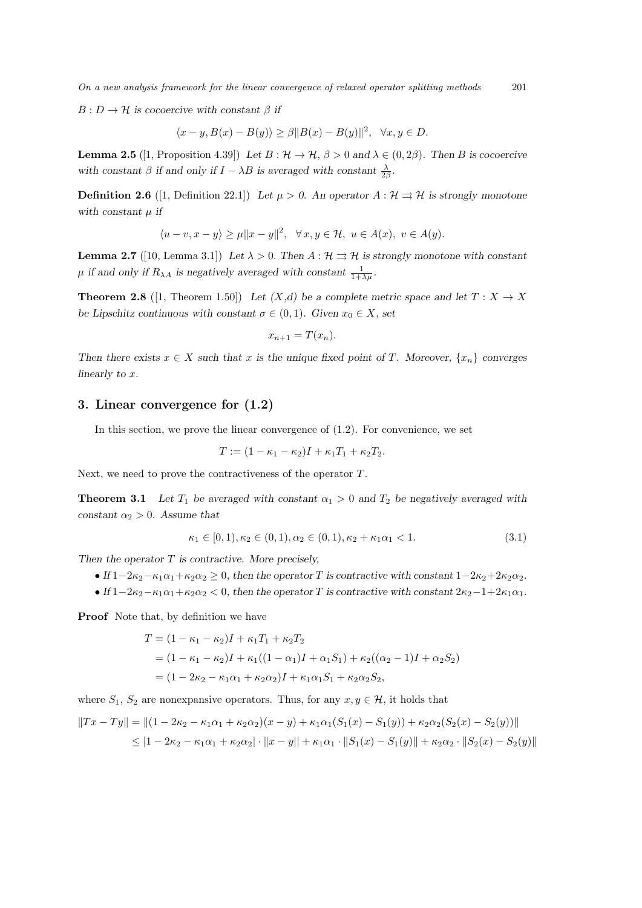$B : D \to \mathcal{H}$ *is cocoercive with constant* $\beta$ *if*

$$\langle x - y, B(x) - B(y) \rangle \geq \beta \|B(x) - B(y)\|^2, \quad \forall x, y \in D.$$

**Lemma 2.5** ([1, Proposition 4.39]) *Let* $B : \mathcal{H} \to \mathcal{H}$, $\beta > 0$ *and* $\lambda \in (0, 2\beta)$. *Then* $B$ *is cocoercive with constant* $\beta$ *if and only if* $I - \lambda B$ *is averaged with constant* $\frac{\lambda}{2\beta}$.

**Definition 2.6** ([1, Definition 22.1]) *Let* $\mu > 0$. *An operator* $A : \mathcal{H} \rightrightarrows \mathcal{H}$ *is strongly monotone with constant* $\mu$ *if*

$$\langle u - v, x - y \rangle \geq \mu \|x - y\|^2, \quad \forall x, y \in \mathcal{H}, \; u \in A(x), \; v \in A(y).$$

**Lemma 2.7** ([10, Lemma 3.1]) *Let* $\lambda > 0$. *Then* $A : \mathcal{H} \rightrightarrows \mathcal{H}$ *is strongly monotone with constant* $\mu$ *if and only if* $R_{\lambda A}$ *is negatively averaged with constant* $\frac{1}{1+\lambda\mu}$.

**Theorem 2.8** ([1, Theorem 1.50]) *Let* $(X,d)$ *be a complete metric space and let* $T : X \to X$ *be Lipschitz continuous with constant* $\sigma \in (0,1)$. *Given* $x_0 \in X$, *set*

$$x_{n+1} = T(x_n).$$

*Then there exists* $x \in X$ *such that* $x$ *is the unique fixed point of* $T$. *Moreover,* $\{x_n\}$ *converges linearly to* $x$.

## 3. Linear convergence for (1.2)

In this section, we prove the linear convergence of (1.2). For convenience, we set

$$T := (1 - \kappa_1 - \kappa_2)I + \kappa_1 T_1 + \kappa_2 T_2.$$

Next, we need to prove the contractiveness of the operator $T$.

**Theorem 3.1** *Let* $T_1$ *be averaged with constant* $\alpha_1 > 0$ *and* $T_2$ *be negatively averaged with constant* $\alpha_2 > 0$. *Assume that*

$$\kappa_1 \in [0,1), \kappa_2 \in (0,1), \alpha_2 \in (0,1), \kappa_2 + \kappa_1\alpha_1 < 1. \tag{3.1}$$

*Then the operator* $T$ *is contractive. More precisely,*

- *If* $1 - 2\kappa_2 - \kappa_1\alpha_1 + \kappa_2\alpha_2 \geq 0$, *then the operator* $T$ *is contractive with constant* $1 - 2\kappa_2 + 2\kappa_2\alpha_2$.
- *If* $1 - 2\kappa_2 - \kappa_1\alpha_1 + \kappa_2\alpha_2 < 0$, *then the operator* $T$ *is contractive with constant* $2\kappa_2 - 1 + 2\kappa_1\alpha_1$.

**Proof** Note that, by definition we have

$$\begin{aligned}
T &= (1 - \kappa_1 - \kappa_2)I + \kappa_1 T_1 + \kappa_2 T_2 \\
&= (1 - \kappa_1 - \kappa_2)I + \kappa_1((1 - \alpha_1)I + \alpha_1 S_1) + \kappa_2((\alpha_2 - 1)I + \alpha_2 S_2) \\
&= (1 - 2\kappa_2 - \kappa_1\alpha_1 + \kappa_2\alpha_2)I + \kappa_1\alpha_1 S_1 + \kappa_2\alpha_2 S_2,
\end{aligned}$$

where $S_1$, $S_2$ are nonexpansive operators. Thus, for any $x, y \in \mathcal{H}$, it holds that

$$\begin{aligned}
\|Tx - Ty\| &= \|(1 - 2\kappa_2 - \kappa_1\alpha_1 + \kappa_2\alpha_2)(x - y) + \kappa_1\alpha_1(S_1(x) - S_1(y)) + \kappa_2\alpha_2(S_2(x) - S_2(y))\| \\
&\leq |1 - 2\kappa_2 - \kappa_1\alpha_1 + \kappa_2\alpha_2| \cdot \|x - y\| + \kappa_1\alpha_1 \cdot \|S_1(x) - S_1(y)\| + \kappa_2\alpha_2 \cdot \|S_2(x) - S_2(y)\|
\end{aligned}$$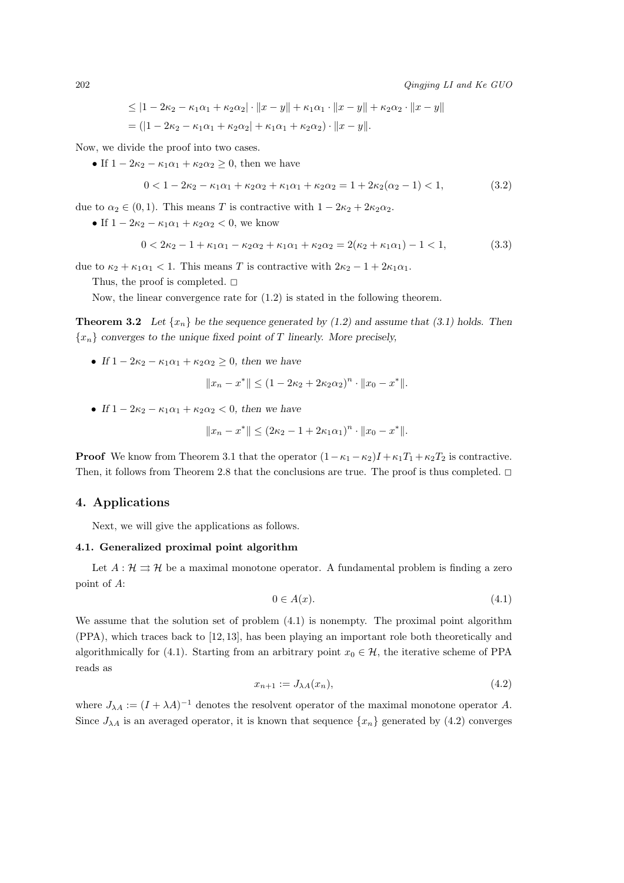$$
\begin{aligned}
&\leq |1-2\kappa_2-\kappa_1\alpha_1+\kappa_2\alpha_2|\cdot\|x-y\|+\kappa_1\alpha_1\cdot\|x-y\|+\kappa_2\alpha_2\cdot\|x-y\| \\
&=(|1-2\kappa_2-\kappa_1\alpha_1+\kappa_2\alpha_2|+\kappa_1\alpha_1+\kappa_2\alpha_2)\cdot\|x-y\|.
\end{aligned}
$$

Now, we divide the proof into two cases.

- If $1-2\kappa_2-\kappa_1\alpha_1+\kappa_2\alpha_2\geq 0$, then we have

$$
0<1-2\kappa_2-\kappa_1\alpha_1+\kappa_2\alpha_2+\kappa_1\alpha_1+\kappa_2\alpha_2=1+2\kappa_2(\alpha_2-1)<1, \tag{3.2}
$$

due to $\alpha_2\in(0,1)$. This means $T$ is contractive with $1-2\kappa_2+2\kappa_2\alpha_2$.

- If $1-2\kappa_2-\kappa_1\alpha_1+\kappa_2\alpha_2<0$, we know

$$
0<2\kappa_2-1+\kappa_1\alpha_1-\kappa_2\alpha_2+\kappa_1\alpha_1+\kappa_2\alpha_2=2(\kappa_2+\kappa_1\alpha_1)-1<1, \tag{3.3}
$$

due to $\kappa_2+\kappa_1\alpha_1<1$. This means $T$ is contractive with $2\kappa_2-1+2\kappa_1\alpha_1$.

Thus, the proof is completed. □

Now, the linear convergence rate for (1.2) is stated in the following theorem.

**Theorem 3.2** *Let $\{x_n\}$ be the sequence generated by (1.2) and assume that (3.1) holds. Then $\{x_n\}$ converges to the unique fixed point of $T$ linearly. More precisely,*

- *If $1-2\kappa_2-\kappa_1\alpha_1+\kappa_2\alpha_2\geq 0$, then we have*

$$
\|x_n-x^*\|\leq(1-2\kappa_2+2\kappa_2\alpha_2)^n\cdot\|x_0-x^*\|.
$$

- *If $1-2\kappa_2-\kappa_1\alpha_1+\kappa_2\alpha_2<0$, then we have*

$$
\|x_n-x^*\|\leq(2\kappa_2-1+2\kappa_1\alpha_1)^n\cdot\|x_0-x^*\|.
$$

**Proof** We know from Theorem 3.1 that the operator $(1-\kappa_1-\kappa_2)I+\kappa_1T_1+\kappa_2T_2$ is contractive. Then, it follows from Theorem 2.8 that the conclusions are true. The proof is thus completed. □

## 4. Applications

Next, we will give the applications as follows.

### 4.1. Generalized proximal point algorithm

Let $A:\mathcal{H}\rightrightarrows\mathcal{H}$ be a maximal monotone operator. A fundamental problem is finding a zero point of $A$:

$$
0\in A(x). \tag{4.1}
$$

We assume that the solution set of problem (4.1) is nonempty. The proximal point algorithm (PPA), which traces back to [12, 13], has been playing an important role both theoretically and algorithmically for (4.1). Starting from an arbitrary point $x_0\in\mathcal{H}$, the iterative scheme of PPA reads as

$$
x_{n+1}:=J_{\lambda A}(x_n), \tag{4.2}
$$

where $J_{\lambda A}:=(I+\lambda A)^{-1}$ denotes the resolvent operator of the maximal monotone operator $A$. Since $J_{\lambda A}$ is an averaged operator, it is known that sequence $\{x_n\}$ generated by (4.2) converges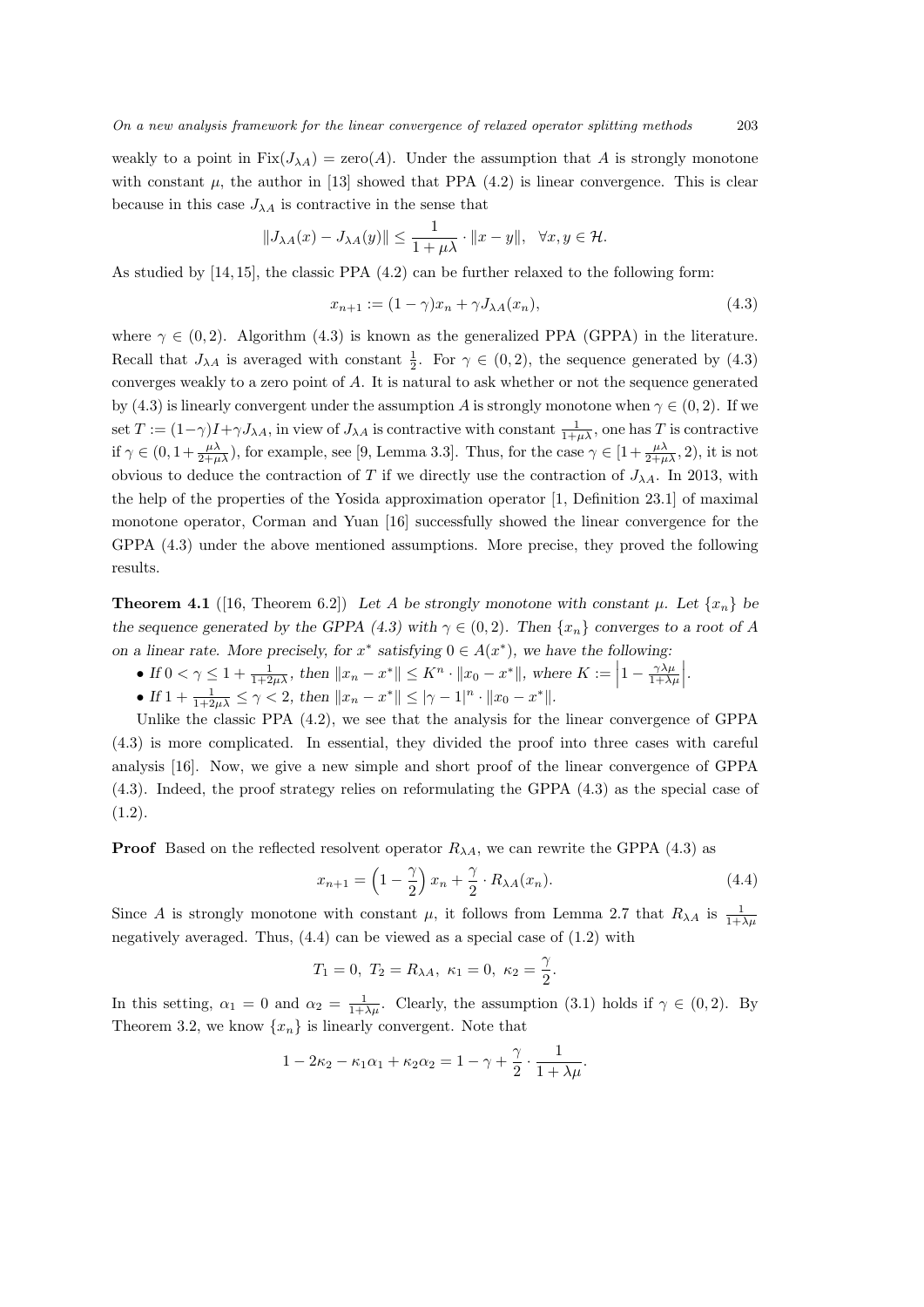weakly to a point in $\mathrm{Fix}(J_{\lambda A}) = \mathrm{zero}(A)$. Under the assumption that $A$ is strongly monotone with constant $\mu$, the author in [13] showed that PPA (4.2) is linear convergence. This is clear because in this case $J_{\lambda A}$ is contractive in the sense that

$$\|J_{\lambda A}(x) - J_{\lambda A}(y)\| \leq \frac{1}{1+\mu\lambda} \cdot \|x - y\|, \quad \forall x, y \in \mathcal{H}.$$

As studied by [14, 15], the classic PPA (4.2) can be further relaxed to the following form:

$$x_{n+1} := (1-\gamma)x_n + \gamma J_{\lambda A}(x_n), \tag{4.3}$$

where $\gamma \in (0, 2)$. Algorithm (4.3) is known as the generalized PPA (GPPA) in the literature. Recall that $J_{\lambda A}$ is averaged with constant $\frac{1}{2}$. For $\gamma \in (0, 2)$, the sequence generated by (4.3) converges weakly to a zero point of $A$. It is natural to ask whether or not the sequence generated by (4.3) is linearly convergent under the assumption $A$ is strongly monotone when $\gamma \in (0, 2)$. If we set $T := (1-\gamma)I + \gamma J_{\lambda A}$, in view of $J_{\lambda A}$ is contractive with constant $\frac{1}{1+\mu\lambda}$, one has $T$ is contractive if $\gamma \in (0, 1 + \frac{\mu\lambda}{2+\mu\lambda})$, for example, see [9, Lemma 3.3]. Thus, for the case $\gamma \in [1 + \frac{\mu\lambda}{2+\mu\lambda}, 2)$, it is not obvious to deduce the contraction of $T$ if we directly use the contraction of $J_{\lambda A}$. In 2013, with the help of the properties of the Yosida approximation operator [1, Definition 23.1] of maximal monotone operator, Corman and Yuan [16] successfully showed the linear convergence for the GPPA (4.3) under the above mentioned assumptions. More precise, they proved the following results.

**Theorem 4.1** ([16, Theorem 6.2]) *Let $A$ be strongly monotone with constant $\mu$. Let $\{x_n\}$ be the sequence generated by the GPPA (4.3) with $\gamma \in (0, 2)$. Then $\{x_n\}$ converges to a root of $A$ on a linear rate. More precisely, for $x^*$ satisfying $0 \in A(x^*)$, we have the following:*

- *If $0 < \gamma \leq 1 + \frac{1}{1+2\mu\lambda}$, then $\|x_n - x^*\| \leq K^n \cdot \|x_0 - x^*\|$, where $K := \left|1 - \frac{\gamma\lambda\mu}{1+\lambda\mu}\right|$.*
- *If $1 + \frac{1}{1+2\mu\lambda} \leq \gamma < 2$, then $\|x_n - x^*\| \leq |\gamma - 1|^n \cdot \|x_0 - x^*\|$.*

Unlike the classic PPA (4.2), we see that the analysis for the linear convergence of GPPA (4.3) is more complicated. In essential, they divided the proof into three cases with careful analysis [16]. Now, we give a new simple and short proof of the linear convergence of GPPA (4.3). Indeed, the proof strategy relies on reformulating the GPPA (4.3) as the special case of (1.2).

**Proof** Based on the reflected resolvent operator $R_{\lambda A}$, we can rewrite the GPPA (4.3) as

$$x_{n+1} = \left(1 - \frac{\gamma}{2}\right) x_n + \frac{\gamma}{2} \cdot R_{\lambda A}(x_n). \tag{4.4}$$

Since $A$ is strongly monotone with constant $\mu$, it follows from Lemma 2.7 that $R_{\lambda A}$ is $\frac{1}{1+\lambda\mu}$ negatively averaged. Thus, (4.4) can be viewed as a special case of (1.2) with

$$T_1 = 0, \ T_2 = R_{\lambda A}, \ \kappa_1 = 0, \ \kappa_2 = \frac{\gamma}{2}.$$

In this setting, $\alpha_1 = 0$ and $\alpha_2 = \frac{1}{1+\lambda\mu}$. Clearly, the assumption (3.1) holds if $\gamma \in (0, 2)$. By Theorem 3.2, we know $\{x_n\}$ is linearly convergent. Note that

$$1 - 2\kappa_2 - \kappa_1\alpha_1 + \kappa_2\alpha_2 = 1 - \gamma + \frac{\gamma}{2} \cdot \frac{1}{1+\lambda\mu}.$$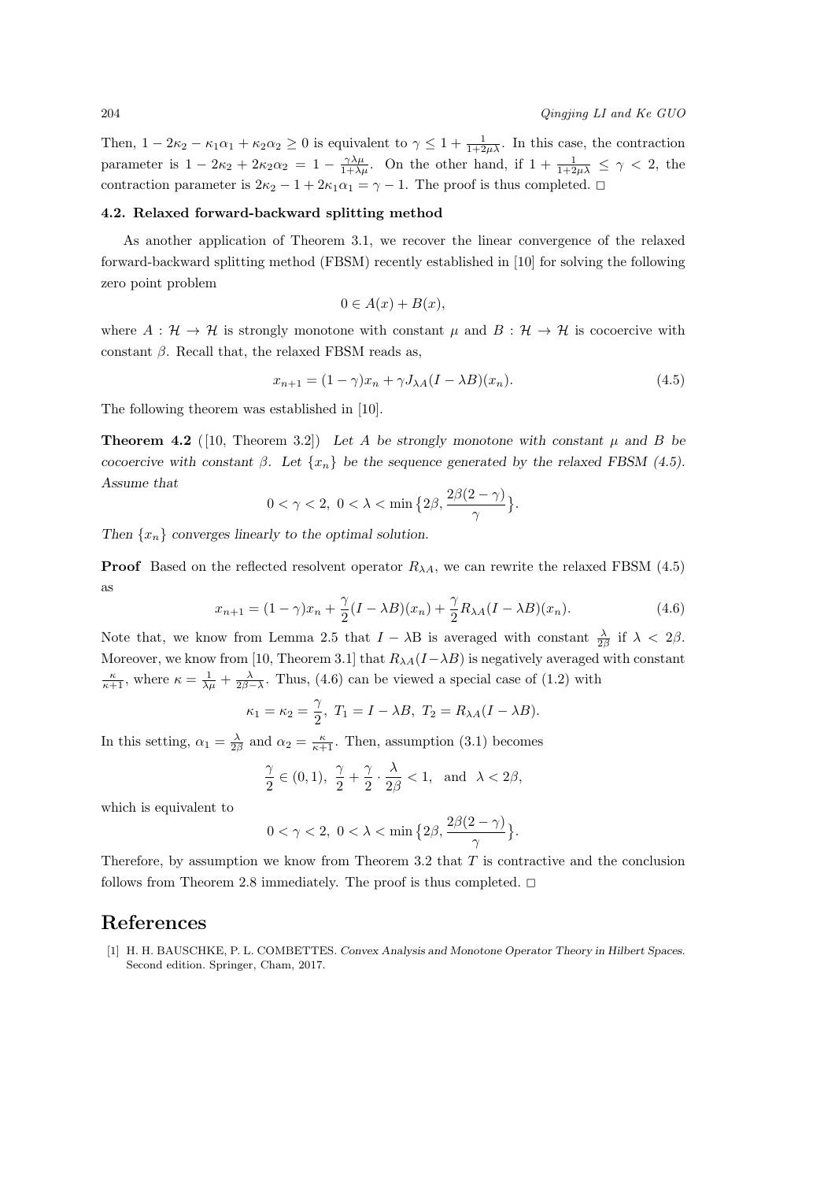Then, $1 - 2\kappa_2 - \kappa_1\alpha_1 + \kappa_2\alpha_2 \geq 0$ is equivalent to $\gamma \leq 1 + \frac{1}{1+2\mu\lambda}$. In this case, the contraction parameter is $1 - 2\kappa_2 + 2\kappa_2\alpha_2 = 1 - \frac{\gamma\lambda\mu}{1+\lambda\mu}$. On the other hand, if $1 + \frac{1}{1+2\mu\lambda} \leq \gamma < 2$, the contraction parameter is $2\kappa_2 - 1 + 2\kappa_1\alpha_1 = \gamma - 1$. The proof is thus completed. □

### 4.2. Relaxed forward-backward splitting method

As another application of Theorem 3.1, we recover the linear convergence of the relaxed forward-backward splitting method (FBSM) recently established in [10] for solving the following zero point problem

$$0 \in A(x) + B(x),$$

where $A : \mathcal{H} \to \mathcal{H}$ is strongly monotone with constant $\mu$ and $B : \mathcal{H} \to \mathcal{H}$ is cocoercive with constant $\beta$. Recall that, the relaxed FBSM reads as,

$$x_{n+1} = (1 - \gamma)x_n + \gamma J_{\lambda A}(I - \lambda B)(x_n). \tag{4.5}$$

The following theorem was established in [10].

**Theorem 4.2** ([10, Theorem 3.2]) *Let $A$ be strongly monotone with constant $\mu$ and $B$ be cocoercive with constant $\beta$. Let $\{x_n\}$ be the sequence generated by the relaxed FBSM (4.5). Assume that*

$$0 < \gamma < 2,\ 0 < \lambda < \min\big\{2\beta, \frac{2\beta(2 - \gamma)}{\gamma}\big\}.$$

*Then $\{x_n\}$ converges linearly to the optimal solution.*

**Proof** Based on the reflected resolvent operator $R_{\lambda A}$, we can rewrite the relaxed FBSM (4.5) as

$$x_{n+1} = (1 - \gamma)x_n + \frac{\gamma}{2}(I - \lambda B)(x_n) + \frac{\gamma}{2}R_{\lambda A}(I - \lambda B)(x_n). \tag{4.6}$$

Note that, we know from Lemma 2.5 that $I - \lambda B$ is averaged with constant $\frac{\lambda}{2\beta}$ if $\lambda < 2\beta$. Moreover, we know from [10, Theorem 3.1] that $R_{\lambda A}(I - \lambda B)$ is negatively averaged with constant $\frac{\kappa}{\kappa+1}$, where $\kappa = \frac{1}{\lambda\mu} + \frac{\lambda}{2\beta - \lambda}$. Thus, (4.6) can be viewed a special case of (1.2) with

$$\kappa_1 = \kappa_2 = \frac{\gamma}{2},\ T_1 = I - \lambda B,\ T_2 = R_{\lambda A}(I - \lambda B).$$

In this setting, $\alpha_1 = \frac{\lambda}{2\beta}$ and $\alpha_2 = \frac{\kappa}{\kappa+1}$. Then, assumption (3.1) becomes

$$\frac{\gamma}{2} \in (0, 1),\ \frac{\gamma}{2} + \frac{\gamma}{2} \cdot \frac{\lambda}{2\beta} < 1, \ \text{ and }\ \lambda < 2\beta,$$

which is equivalent to

$$0 < \gamma < 2,\ 0 < \lambda < \min\big\{2\beta, \frac{2\beta(2 - \gamma)}{\gamma}\big\}.$$

Therefore, by assumption we know from Theorem 3.2 that $T$ is contractive and the conclusion follows from Theorem 2.8 immediately. The proof is thus completed. □

# References

[1] H. H. BAUSCHKE, P. L. COMBETTES. *Convex Analysis and Monotone Operator Theory in Hilbert Spaces*. Second edition. Springer, Cham, 2017.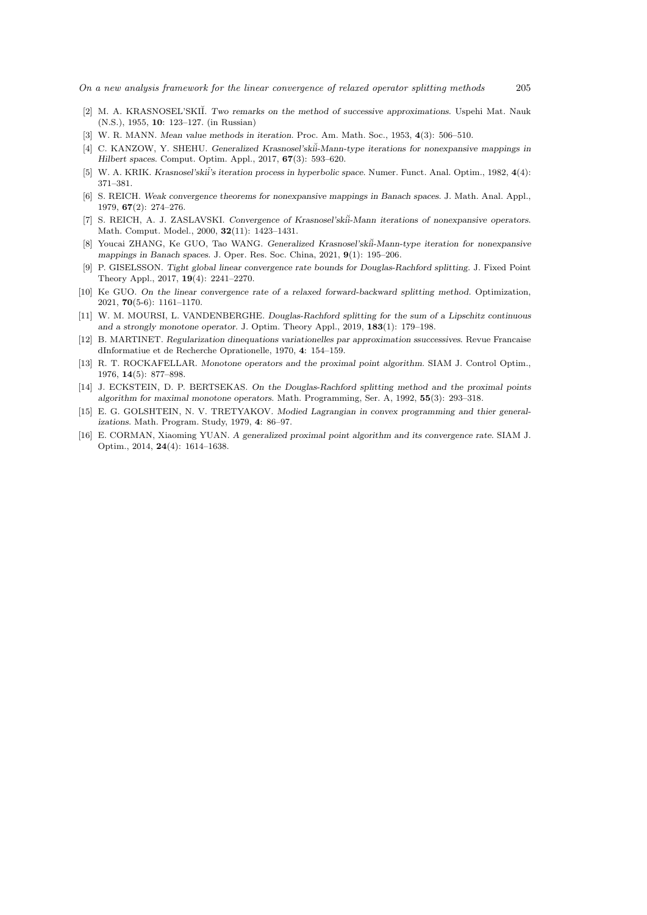[2] M. A. KRASNOSEL'SKIĬ. *Two remarks on the method of successive approximations*. Uspehi Mat. Nauk (N.S.), 1955, **10**: 123–127. (in Russian)

[3] W. R. MANN. *Mean value methods in iteration*. Proc. Am. Math. Soc., 1953, **4**(3): 506–510.

[4] C. KANZOW, Y. SHEHU. *Generalized Krasnosel'skiǐ-Mann-type iterations for nonexpansive mappings in Hilbert spaces*. Comput. Optim. Appl., 2017, **67**(3): 593–620.

[5] W. A. KRIK. *Krasnosel'skiǐ's iteration process in hyperbolic space*. Numer. Funct. Anal. Optim., 1982, **4**(4): 371–381.

[6] S. REICH. *Weak convergence theorems for nonexpansive mappings in Banach spaces*. J. Math. Anal. Appl., 1979, **67**(2): 274–276.

[7] S. REICH, A. J. ZASLAVSKI. *Convergence of Krasnosel'skiǐ-Mann iterations of nonexpansive operators*. Math. Comput. Model., 2000, **32**(11): 1423–1431.

[8] Youcai ZHANG, Ke GUO, Tao WANG. *Generalized Krasnosel'skiǐ-Mann-type iteration for nonexpansive mappings in Banach spaces*. J. Oper. Res. Soc. China, 2021, **9**(1): 195–206.

[9] P. GISELSSON. *Tight global linear convergence rate bounds for Douglas-Rachford splitting*. J. Fixed Point Theory Appl., 2017, **19**(4): 2241–2270.

[10] Ke GUO. *On the linear convergence rate of a relaxed forward-backward splitting method*. Optimization, 2021, **70**(5-6): 1161–1170.

[11] W. M. MOURSI, L. VANDENBERGHE. *Douglas-Rachford splitting for the sum of a Lipschitz continuous and a strongly monotone operator*. J. Optim. Theory Appl., 2019, **183**(1): 179–198.

[12] B. MARTINET. *Regularization dinequations variationelles par approximation ssuccessives*. Revue Francaise dInformatiue et de Recherche Oprationelle, 1970, **4**: 154–159.

[13] R. T. ROCKAFELLAR. *Monotone operators and the proximal point algorithm*. SIAM J. Control Optim., 1976, **14**(5): 877–898.

[14] J. ECKSTEIN, D. P. BERTSEKAS. *On the Douglas-Rachford splitting method and the proximal points algorithm for maximal monotone operators*. Math. Programming, Ser. A, 1992, **55**(3): 293–318.

[15] E. G. GOLSHTEIN, N. V. TRETYAKOV. *Modied Lagrangian in convex programming and thier generalizations*. Math. Program. Study, 1979, **4**: 86–97.

[16] E. CORMAN, Xiaoming YUAN. *A generalized proximal point algorithm and its convergence rate*. SIAM J. Optim., 2014, **24**(4): 1614–1638.